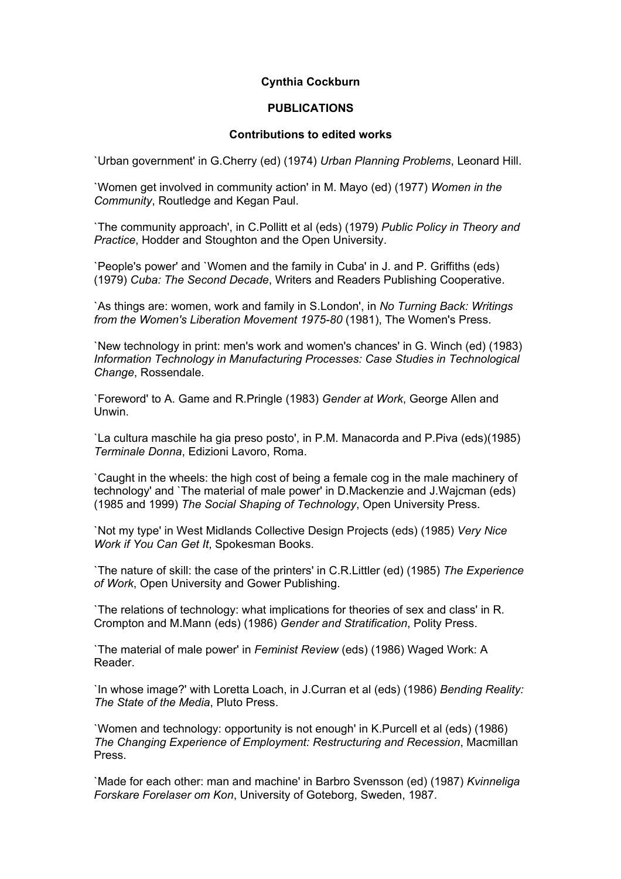**Cynthia Cockburn**

**PUBLICATIONS**

**Contributions to edited works**

`Urban government' in G.Cherry (ed) (1974) *Urban Planning Problems*, Leonard Hill.

`Women get involved in community action' in M. Mayo (ed) (1977) *Women in the Community*, Routledge and Kegan Paul.

`The community approach', in C.Pollitt et al (eds) (1979) *Public Policy in Theory and Practice*, Hodder and Stoughton and the Open University.

`People's power' and `Women and the family in Cuba' in J. and P. Griffiths (eds) (1979) *Cuba: The Second Decade*, Writers and Readers Publishing Cooperative.

`As things are: women, work and family in S.London', in *No Turning Back: Writings from the Women's Liberation Movement 1975-80* (1981), The Women's Press.

`New technology in print: men's work and women's chances' in G. Winch (ed) (1983) *Information Technology in Manufacturing Processes: Case Studies in Technological Change*, Rossendale.

`Foreword' to A. Game and R.Pringle (1983) *Gender at Work*, George Allen and Unwin.

`La cultura maschile ha gia preso posto', in P.M. Manacorda and P.Piva (eds)(1985) *Terminale Donna*, Edizioni Lavoro, Roma.

`Caught in the wheels: the high cost of being a female cog in the male machinery of technology' and `The material of male power' in D.Mackenzie and J.Wajcman (eds) (1985 and 1999) *The Social Shaping of Technology*, Open University Press.

`Not my type' in West Midlands Collective Design Projects (eds) (1985) *Very Nice Work if You Can Get It*, Spokesman Books.

`The nature of skill: the case of the printers' in C.R.Littler (ed) (1985) *The Experience of Work*, Open University and Gower Publishing.

`The relations of technology: what implications for theories of sex and class' in R. Crompton and M.Mann (eds) (1986) *Gender and Stratification*, Polity Press.

`The material of male power' in *Feminist Review* (eds) (1986) Waged Work: A Reader.

`In whose image?' with Loretta Loach, in J.Curran et al (eds) (1986) *Bending Reality: The State of the Media*, Pluto Press.

`Women and technology: opportunity is not enough' in K.Purcell et al (eds) (1986) *The Changing Experience of Employment: Restructuring and Recession*, Macmillan Press.

`Made for each other: man and machine' in Barbro Svensson (ed) (1987) *Kvinneliga Forskare Forelaser om Kon*, University of Goteborg, Sweden, 1987.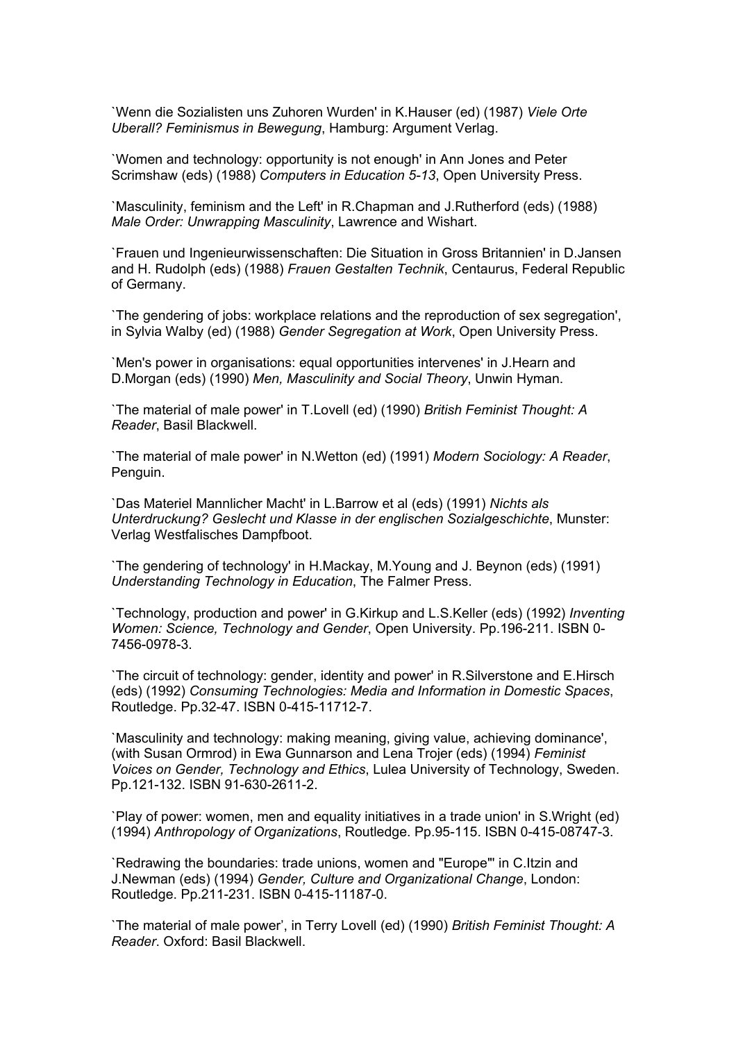`Wenn die Sozialisten uns Zuhoren Wurden' in K.Hauser (ed) (1987) *Viele Orte Uberall? Feminismus in Bewegung*, Hamburg: Argument Verlag.

`Women and technology: opportunity is not enough' in Ann Jones and Peter Scrimshaw (eds) (1988) *Computers in Education 5-13*, Open University Press.

`Masculinity, feminism and the Left' in R.Chapman and J.Rutherford (eds) (1988) *Male Order: Unwrapping Masculinity*, Lawrence and Wishart.

`Frauen und Ingenieurwissenschaften: Die Situation in Gross Britannien' in D.Jansen and H. Rudolph (eds) (1988) *Frauen Gestalten Technik*, Centaurus, Federal Republic of Germany.

`The gendering of jobs: workplace relations and the reproduction of sex segregation', in Sylvia Walby (ed) (1988) *Gender Segregation at Work*, Open University Press.

`Men's power in organisations: equal opportunities intervenes' in J.Hearn and D.Morgan (eds) (1990) *Men, Masculinity and Social Theory*, Unwin Hyman.

`The material of male power' in T.Lovell (ed) (1990) *British Feminist Thought: A Reader*, Basil Blackwell.

`The material of male power' in N.Wetton (ed) (1991) *Modern Sociology: A Reader*, Penguin.

`Das Materiel Mannlicher Macht' in L.Barrow et al (eds) (1991) *Nichts als Unterdruckung? Geslecht und Klasse in der englischen Sozialgeschichte*, Munster: Verlag Westfalisches Dampfboot.

`The gendering of technology' in H.Mackay, M.Young and J. Beynon (eds) (1991) *Understanding Technology in Education*, The Falmer Press.

`Technology, production and power' in G.Kirkup and L.S.Keller (eds) (1992) *Inventing Women: Science, Technology and Gender*, Open University. Pp.196-211. ISBN 0-7456-0978-3.

`The circuit of technology: gender, identity and power' in R.Silverstone and E.Hirsch (eds) (1992) *Consuming Technologies: Media and Information in Domestic Spaces*, Routledge. Pp.32-47. ISBN 0-415-11712-7.

`Masculinity and technology: making meaning, giving value, achieving dominance', (with Susan Ormrod) in Ewa Gunnarson and Lena Trojer (eds) (1994) *Feminist Voices on Gender, Technology and Ethics*, Lulea University of Technology, Sweden. Pp.121-132. ISBN 91-630-2611-2.

`Play of power: women, men and equality initiatives in a trade union' in S.Wright (ed) (1994) *Anthropology of Organizations*, Routledge. Pp.95-115. ISBN 0-415-08747-3.

`Redrawing the boundaries: trade unions, women and "Europe"' in C.Itzin and J.Newman (eds) (1994) *Gender, Culture and Organizational Change*, London: Routledge. Pp.211-231. ISBN 0-415-11187-0.

`The material of male power', in Terry Lovell (ed) (1990) *British Feminist Thought: A Reader*. Oxford: Basil Blackwell.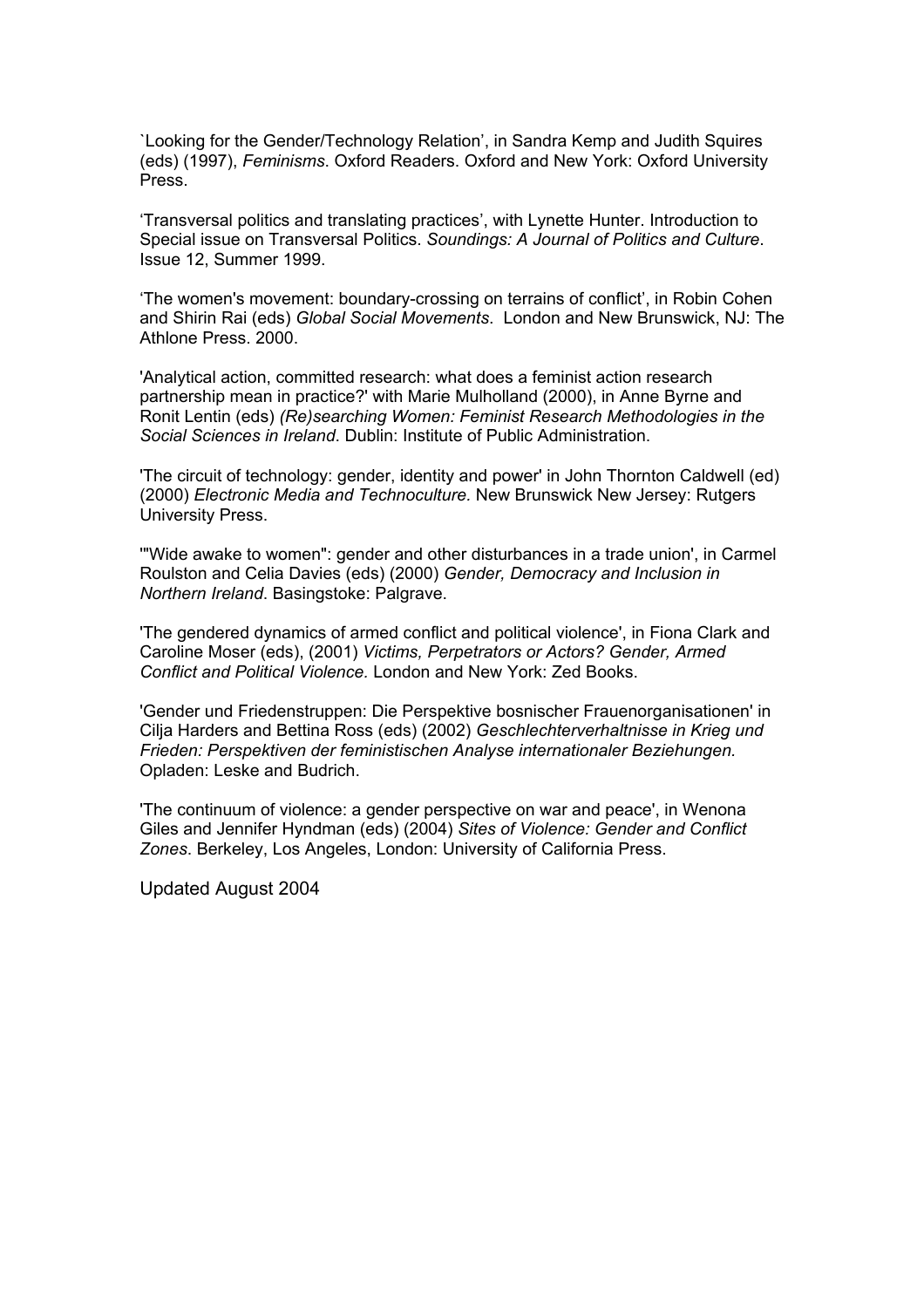`Looking for the Gender/Technology Relation', in Sandra Kemp and Judith Squires (eds) (1997), *Feminisms*. Oxford Readers. Oxford and New York: Oxford University Press.

'Transversal politics and translating practices', with Lynette Hunter. Introduction to Special issue on Transversal Politics. *Soundings: A Journal of Politics and Culture*. Issue 12, Summer 1999.

'The women's movement: boundary-crossing on terrains of conflict', in Robin Cohen and Shirin Rai (eds) *Global Social Movements*. London and New Brunswick, NJ: The Athlone Press. 2000.

'Analytical action, committed research: what does a feminist action research partnership mean in practice?' with Marie Mulholland (2000), in Anne Byrne and Ronit Lentin (eds) *(Re)searching Women: Feminist Research Methodologies in the Social Sciences in Ireland*. Dublin: Institute of Public Administration.

'The circuit of technology: gender, identity and power' in John Thornton Caldwell (ed) (2000) *Electronic Media and Technoculture.* New Brunswick New Jersey: Rutgers University Press.

'"Wide awake to women": gender and other disturbances in a trade union', in Carmel Roulston and Celia Davies (eds) (2000) *Gender, Democracy and Inclusion in Northern Ireland*. Basingstoke: Palgrave.

'The gendered dynamics of armed conflict and political violence', in Fiona Clark and Caroline Moser (eds), (2001) *Victims, Perpetrators or Actors? Gender, Armed Conflict and Political Violence.* London and New York: Zed Books.

'Gender und Friedenstruppen: Die Perspektive bosnischer Frauenorganisationen' in Cilja Harders and Bettina Ross (eds) (2002) *Geschlechterverhaltnisse in Krieg und Frieden: Perspektiven der feministischen Analyse internationaler Beziehungen.* Opladen: Leske and Budrich.

'The continuum of violence: a gender perspective on war and peace', in Wenona Giles and Jennifer Hyndman (eds) (2004) *Sites of Violence: Gender and Conflict Zones*. Berkeley, Los Angeles, London: University of California Press.

Updated August 2004